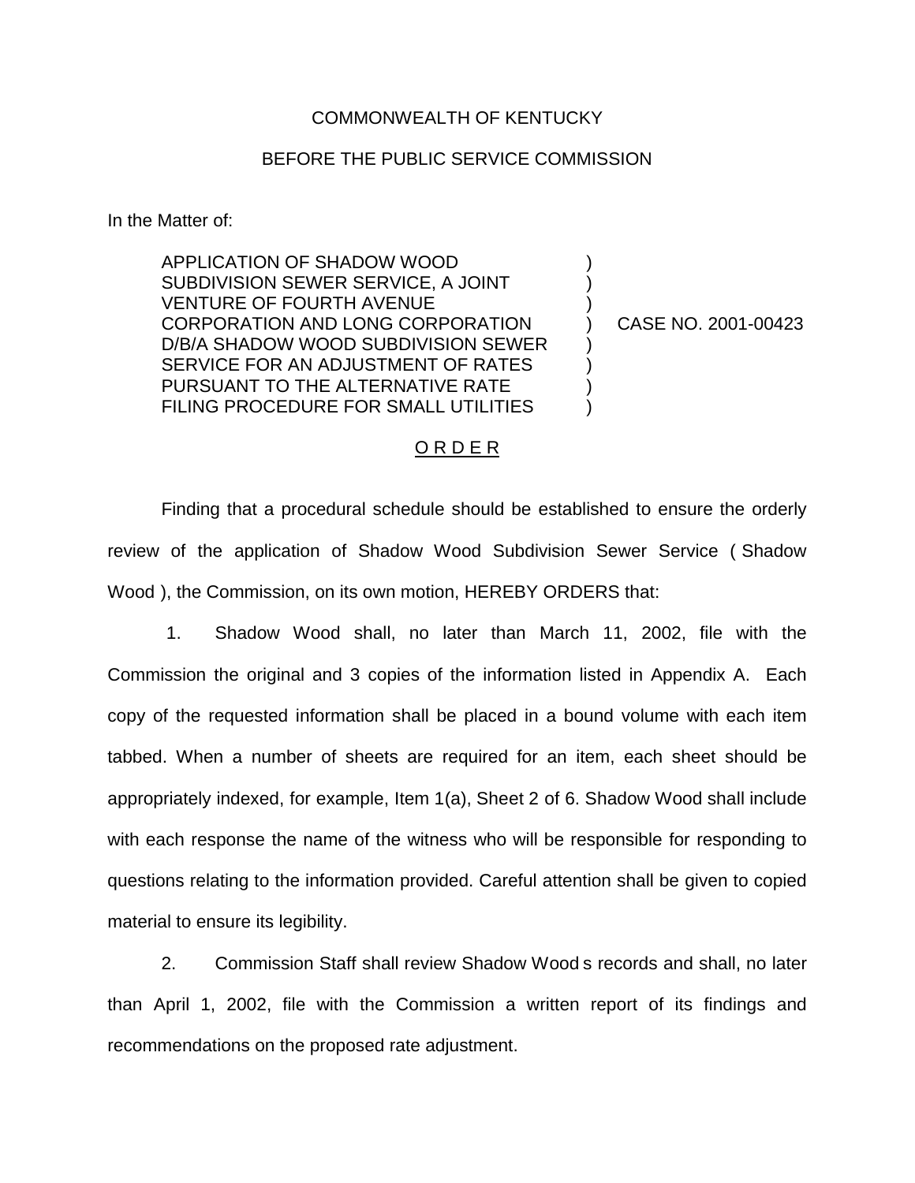COMMONWEALTH OF KENTUCKY

BEFORE THE PUBLIC SERVICE COMMISSION

In the Matter of:

APPLICATION OF SHADOW WOOD SUBDIVISION SEWER SERVICE, A JOINT VENTURE OF FOURTH AVENUE CORPORATION AND LONG CORPORATION D/B/A SHADOW WOOD SUBDIVISION SEWER SERVICE FOR AN ADJUSTMENT OF RATES PURSUANT TO THE ALTERNATIVE RATE FILING PROCEDURE FOR SMALL UTILITIES ) CASE NO. 2001-00423

## O R D E R

Finding that a procedural schedule should be established to ensure the orderly review of the application of Shadow Wood Subdivision Sewer Service ( Shadow Wood ), the Commission, on its own motion, HEREBY ORDERS that:

1. Shadow Wood shall, no later than March 11, 2002, file with the Commission the original and 3 copies of the information listed in Appendix A. Each copy of the requested information shall be placed in a bound volume with each item tabbed. When a number of sheets are required for an item, each sheet should be appropriately indexed, for example, Item 1(a), Sheet 2 of 6. Shadow Wood shall include with each response the name of the witness who will be responsible for responding to questions relating to the information provided. Careful attention shall be given to copied material to ensure its legibility.

2. Commission Staff shall review Shadow Wood s records and shall, no later than April 1, 2002, file with the Commission a written report of its findings and recommendations on the proposed rate adjustment.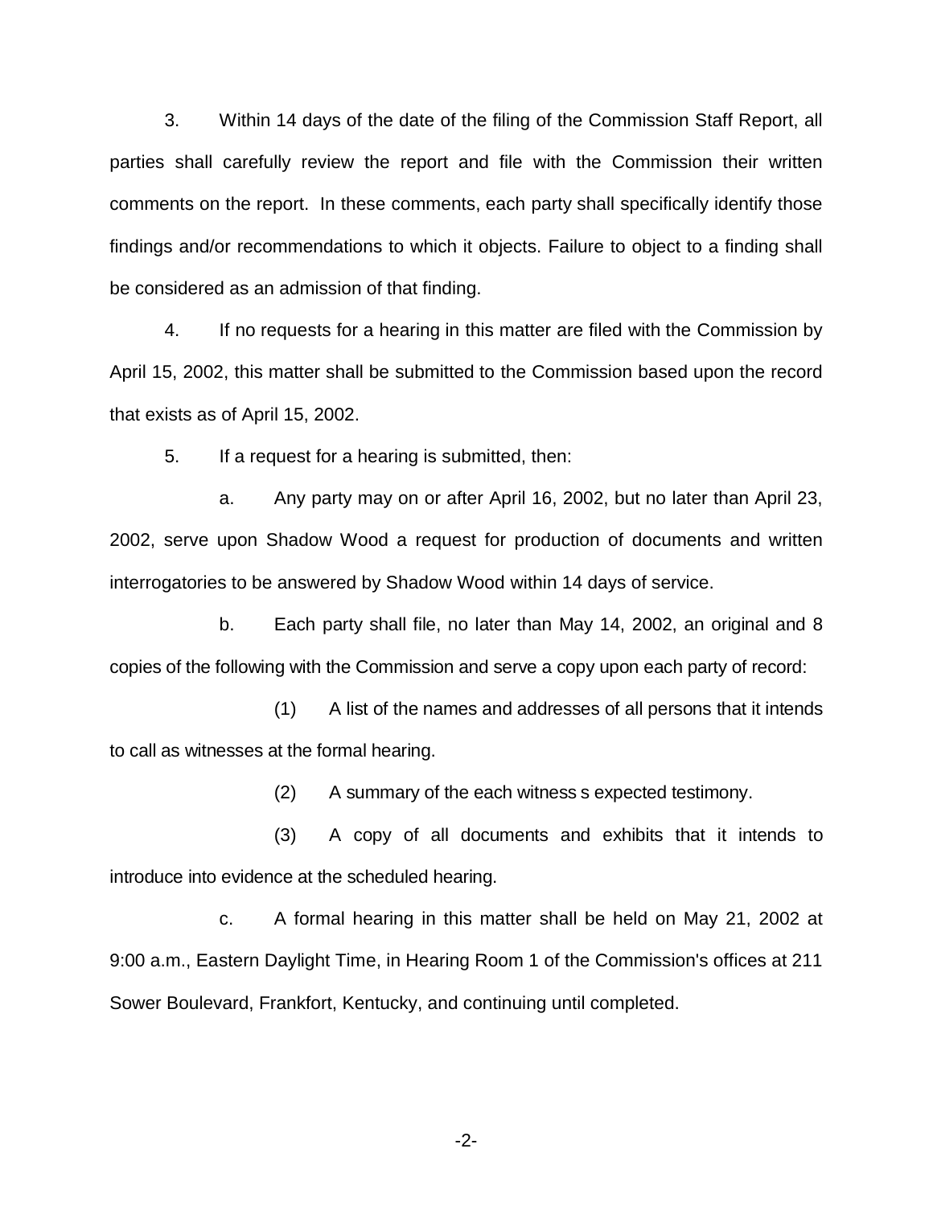3. Within 14 days of the date of the filing of the Commission Staff Report, all parties shall carefully review the report and file with the Commission their written comments on the report. In these comments, each party shall specifically identify those findings and/or recommendations to which it objects. Failure to object to a finding shall be considered as an admission of that finding.

4. If no requests for a hearing in this matter are filed with the Commission by April 15, 2002, this matter shall be submitted to the Commission based upon the record that exists as of April 15, 2002.

5. If a request for a hearing is submitted, then:

a. Any party may on or after April 16, 2002, but no later than April 23, 2002, serve upon Shadow Wood a request for production of documents and written interrogatories to be answered by Shadow Wood within 14 days of service.

b. Each party shall file, no later than May 14, 2002, an original and 8 copies of the following with the Commission and serve a copy upon each party of record:

(1) A list of the names and addresses of all persons that it intends to call as witnesses at the formal hearing.

(2) A summary of the each witness s expected testimony.

(3) A copy of all documents and exhibits that it intends to introduce into evidence at the scheduled hearing.

c. A formal hearing in this matter shall be held on May 21, 2002 at 9:00 a.m., Eastern Daylight Time, in Hearing Room 1 of the Commission's offices at 211 Sower Boulevard, Frankfort, Kentucky, and continuing until completed.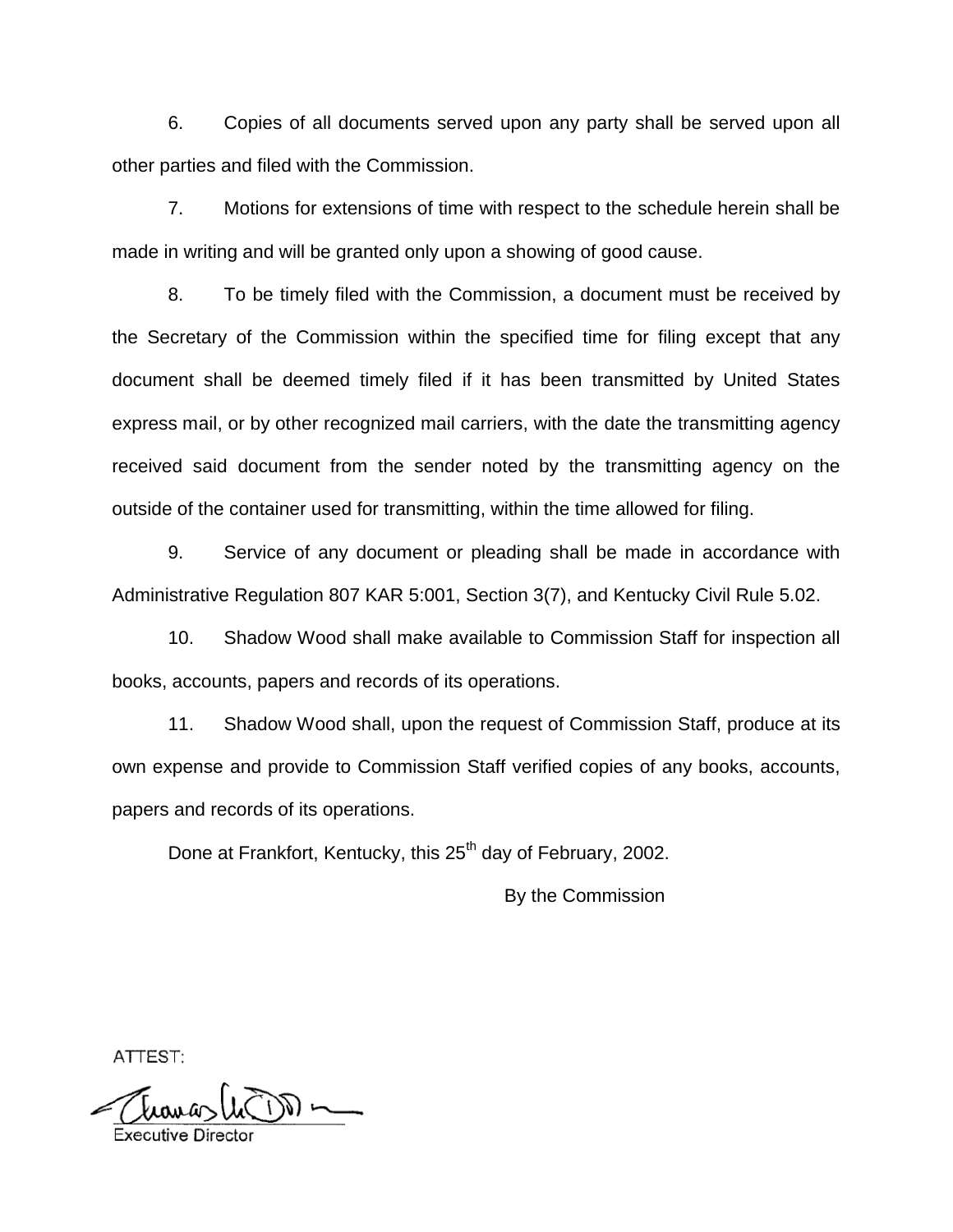6. Copies of all documents served upon any party shall be served upon all other parties and filed with the Commission.

7. Motions for extensions of time with respect to the schedule herein shall be made in writing and will be granted only upon a showing of good cause.

8. To be timely filed with the Commission, a document must be received by the Secretary of the Commission within the specified time for filing except that any document shall be deemed timely filed if it has been transmitted by United States express mail, or by other recognized mail carriers, with the date the transmitting agency received said document from the sender noted by the transmitting agency on the outside of the container used for transmitting, within the time allowed for filing.

9. Service of any document or pleading shall be made in accordance with Administrative Regulation 807 KAR 5:001, Section 3(7), and Kentucky Civil Rule 5.02.

10. Shadow Wood shall make available to Commission Staff for inspection all books, accounts, papers and records of its operations.

11. Shadow Wood shall, upon the request of Commission Staff, produce at its own expense and provide to Commission Staff verified copies of any books, accounts, papers and records of its operations.

Done at Frankfort, Kentucky, this 25th day of February, 2002.

By the Commission

ATTEST:

Executive Director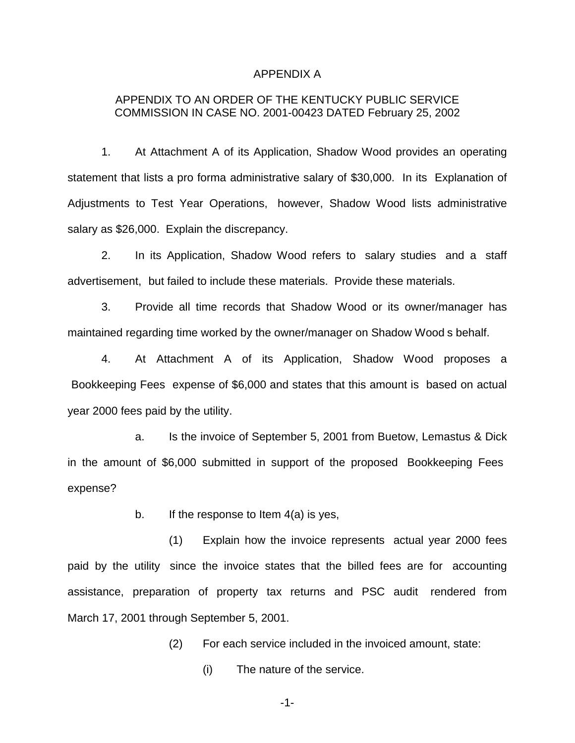APPENDIX A

APPENDIX TO AN ORDER OF THE KENTUCKY PUBLIC SERVICE COMMISSION IN CASE NO. 2001-00423 DATED February 25, 2002

1. At Attachment A of its Application, Shadow Wood provides an operating statement that lists a pro forma administrative salary of $30,000. In its Explanation of Adjustments to Test Year Operations, however, Shadow Wood lists administrative salary as $26,000. Explain the discrepancy.

2. In its Application, Shadow Wood refers to salary studies and a staff advertisement, but failed to include these materials. Provide these materials.

3. Provide all time records that Shadow Wood or its owner/manager has maintained regarding time worked by the owner/manager on Shadow Wood s behalf.

4. At Attachment A of its Application, Shadow Wood proposes a Bookkeeping Fees expense of $6,000 and states that this amount is based on actual year 2000 fees paid by the utility.

a. Is the invoice of September 5, 2001 from Buetow, Lemastus & Dick in the amount of $6,000 submitted in support of the proposed Bookkeeping Fees expense?

b. If the response to Item 4(a) is yes,

(1) Explain how the invoice represents actual year 2000 fees paid by the utility since the invoice states that the billed fees are for accounting assistance, preparation of property tax returns and PSC audit rendered from March 17, 2001 through September 5, 2001.

(2) For each service included in the invoiced amount, state:

(i) The nature of the service.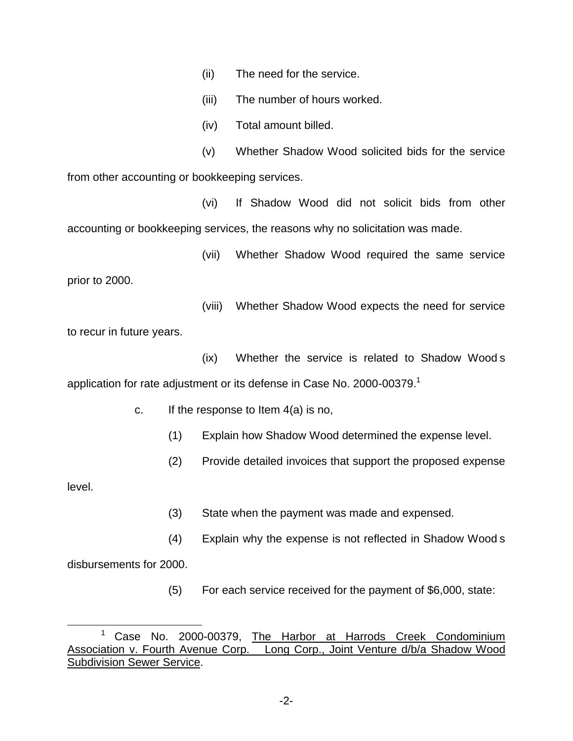(ii) The need for the service.

(iii) The number of hours worked.

(iv) Total amount billed.

(v) Whether Shadow Wood solicited bids for the service from other accounting or bookkeeping services.

(vi) If Shadow Wood did not solicit bids from other accounting or bookkeeping services, the reasons why no solicitation was made.

(vii) Whether Shadow Wood required the same service prior to 2000.

(viii) Whether Shadow Wood expects the need for service to recur in future years.

(ix) Whether the service is related to Shadow Wood s application for rate adjustment or its defense in Case No. 2000-00379.[1]

c. If the response to Item 4(a) is no,

(1) Explain how Shadow Wood determined the expense level.

(2) Provide detailed invoices that support the proposed expense level.

(3) State when the payment was made and expensed.

(4) Explain why the expense is not reflected in Shadow Wood s disbursements for 2000.

(5) For each service received for the payment of $6,000, state:

---

[1] Case No. 2000-00379, The Harbor at Harrods Creek Condominium Association v. Fourth Avenue Corp. Long Corp., Joint Venture d/b/a Shadow Wood Subdivision Sewer Service.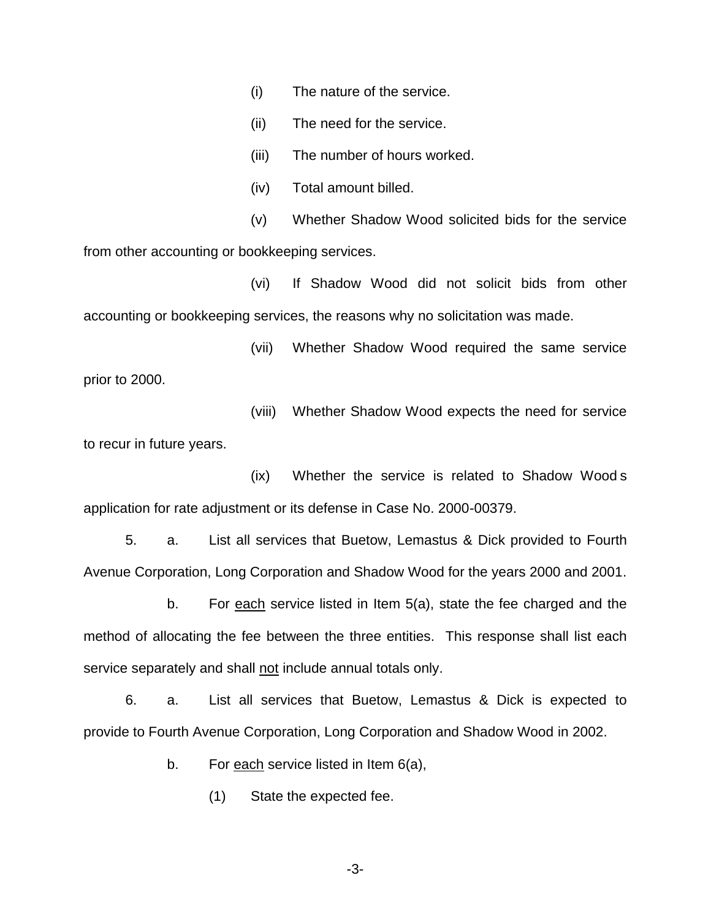(i) The nature of the service.

(ii) The need for the service.

(iii) The number of hours worked.

(iv) Total amount billed.

(v) Whether Shadow Wood solicited bids for the service from other accounting or bookkeeping services.

(vi) If Shadow Wood did not solicit bids from other accounting or bookkeeping services, the reasons why no solicitation was made.

(vii) Whether Shadow Wood required the same service prior to 2000.

(viii) Whether Shadow Wood expects the need for service to recur in future years.

(ix) Whether the service is related to Shadow Wood s application for rate adjustment or its defense in Case No. 2000-00379.

5. a. List all services that Buetow, Lemastus & Dick provided to Fourth Avenue Corporation, Long Corporation and Shadow Wood for the years 2000 and 2001.

b. For <u>each</u> service listed in Item 5(a), state the fee charged and the method of allocating the fee between the three entities. This response shall list each service separately and shall <u>not</u> include annual totals only.

6. a. List all services that Buetow, Lemastus & Dick is expected to provide to Fourth Avenue Corporation, Long Corporation and Shadow Wood in 2002.

b. For <u>each</u> service listed in Item 6(a),

(1) State the expected fee.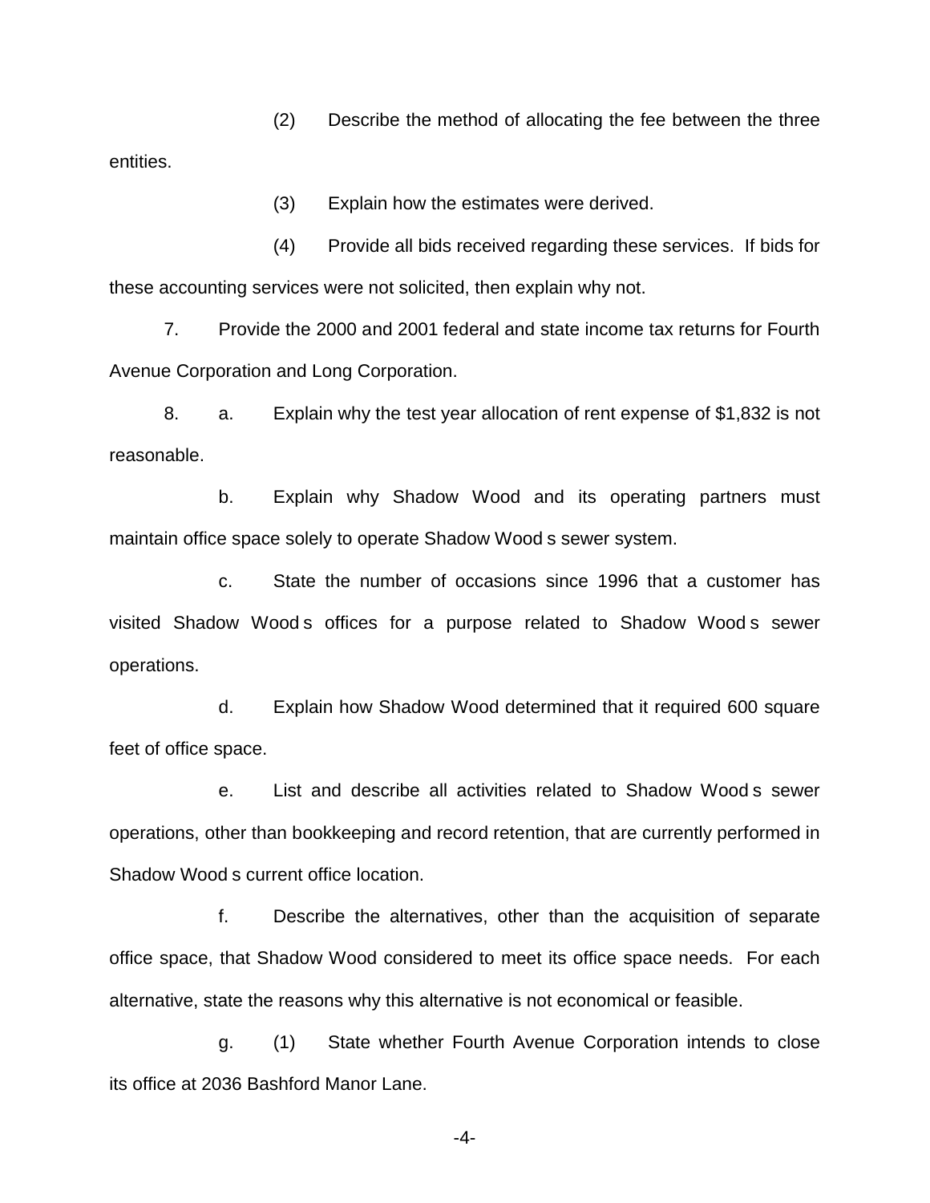(2) Describe the method of allocating the fee between the three entities.

(3) Explain how the estimates were derived.

(4) Provide all bids received regarding these services. If bids for these accounting services were not solicited, then explain why not.

7. Provide the 2000 and 2001 federal and state income tax returns for Fourth Avenue Corporation and Long Corporation.

8. a. Explain why the test year allocation of rent expense of $1,832 is not reasonable.

b. Explain why Shadow Wood and its operating partners must maintain office space solely to operate Shadow Wood s sewer system.

c. State the number of occasions since 1996 that a customer has visited Shadow Wood s offices for a purpose related to Shadow Wood s sewer operations.

d. Explain how Shadow Wood determined that it required 600 square feet of office space.

e. List and describe all activities related to Shadow Wood s sewer operations, other than bookkeeping and record retention, that are currently performed in Shadow Wood s current office location.

f. Describe the alternatives, other than the acquisition of separate office space, that Shadow Wood considered to meet its office space needs. For each alternative, state the reasons why this alternative is not economical or feasible.

g. (1) State whether Fourth Avenue Corporation intends to close its office at 2036 Bashford Manor Lane.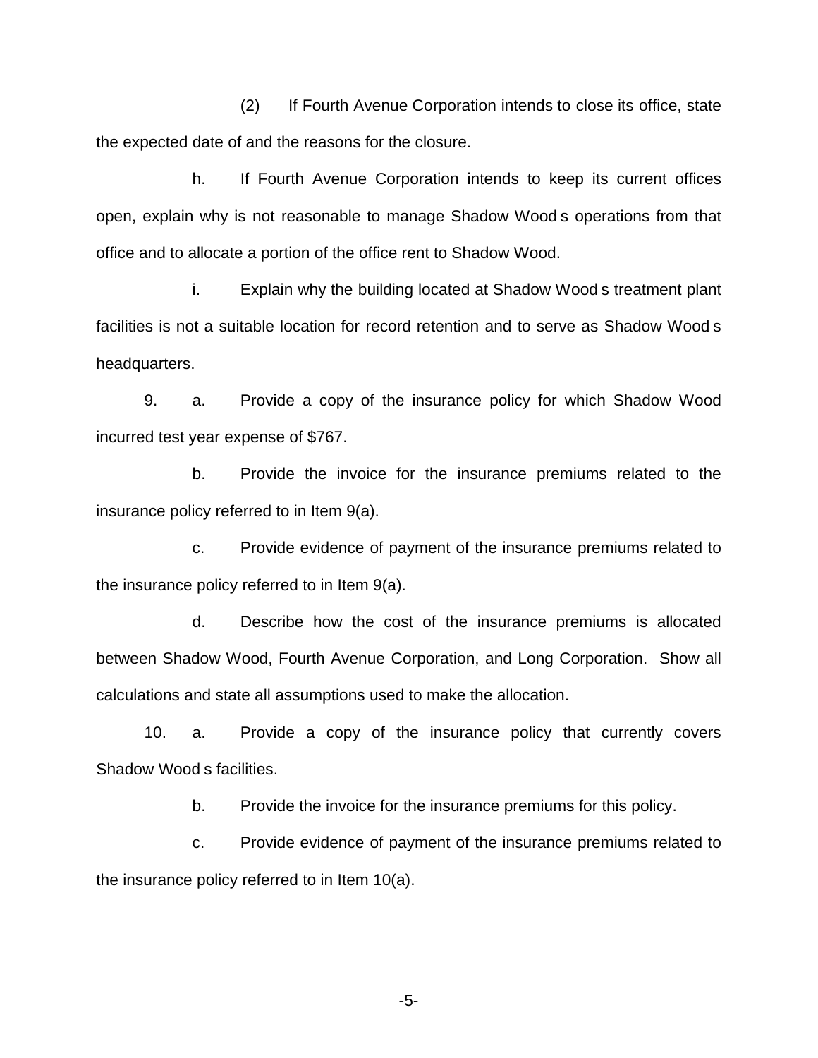(2) If Fourth Avenue Corporation intends to close its office, state the expected date of and the reasons for the closure.

h. If Fourth Avenue Corporation intends to keep its current offices open, explain why is not reasonable to manage Shadow Wood s operations from that office and to allocate a portion of the office rent to Shadow Wood.

i. Explain why the building located at Shadow Wood s treatment plant facilities is not a suitable location for record retention and to serve as Shadow Wood s headquarters.

9. a. Provide a copy of the insurance policy for which Shadow Wood incurred test year expense of $767.

b. Provide the invoice for the insurance premiums related to the insurance policy referred to in Item 9(a).

c. Provide evidence of payment of the insurance premiums related to the insurance policy referred to in Item 9(a).

d. Describe how the cost of the insurance premiums is allocated between Shadow Wood, Fourth Avenue Corporation, and Long Corporation. Show all calculations and state all assumptions used to make the allocation.

10. a. Provide a copy of the insurance policy that currently covers Shadow Wood s facilities.

b. Provide the invoice for the insurance premiums for this policy.

c. Provide evidence of payment of the insurance premiums related to the insurance policy referred to in Item 10(a).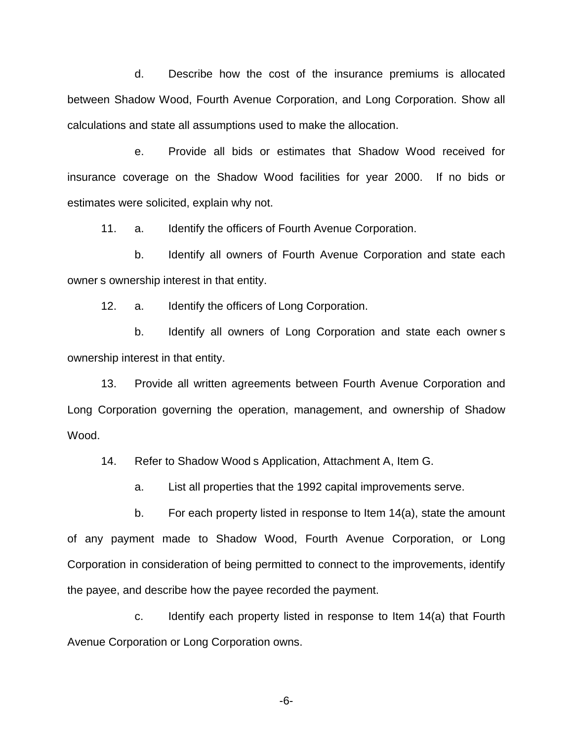d. Describe how the cost of the insurance premiums is allocated between Shadow Wood, Fourth Avenue Corporation, and Long Corporation. Show all calculations and state all assumptions used to make the allocation.

e. Provide all bids or estimates that Shadow Wood received for insurance coverage on the Shadow Wood facilities for year 2000. If no bids or estimates were solicited, explain why not.

11. a. Identify the officers of Fourth Avenue Corporation.

b. Identify all owners of Fourth Avenue Corporation and state each owner s ownership interest in that entity.

12. a. Identify the officers of Long Corporation.

b. Identify all owners of Long Corporation and state each owner s ownership interest in that entity.

13. Provide all written agreements between Fourth Avenue Corporation and Long Corporation governing the operation, management, and ownership of Shadow Wood.

14. Refer to Shadow Wood s Application, Attachment A, Item G.

a. List all properties that the 1992 capital improvements serve.

b. For each property listed in response to Item 14(a), state the amount of any payment made to Shadow Wood, Fourth Avenue Corporation, or Long Corporation in consideration of being permitted to connect to the improvements, identify the payee, and describe how the payee recorded the payment.

c. Identify each property listed in response to Item 14(a) that Fourth Avenue Corporation or Long Corporation owns.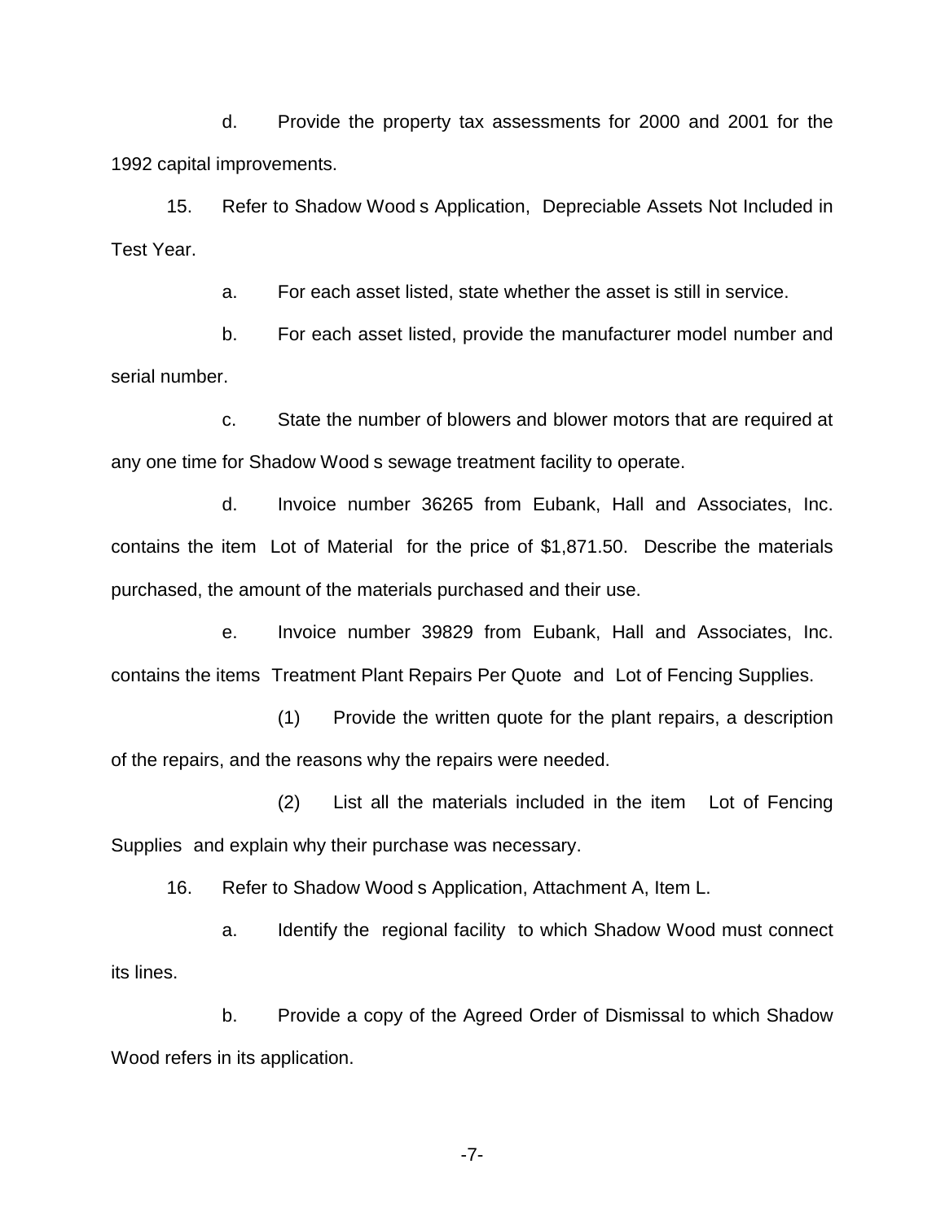d. Provide the property tax assessments for 2000 and 2001 for the 1992 capital improvements.

15. Refer to Shadow Wood s Application, Depreciable Assets Not Included in Test Year.

a. For each asset listed, state whether the asset is still in service.

b. For each asset listed, provide the manufacturer model number and serial number.

c. State the number of blowers and blower motors that are required at any one time for Shadow Wood s sewage treatment facility to operate.

d. Invoice number 36265 from Eubank, Hall and Associates, Inc. contains the item Lot of Material for the price of $1,871.50. Describe the materials purchased, the amount of the materials purchased and their use.

e. Invoice number 39829 from Eubank, Hall and Associates, Inc. contains the items Treatment Plant Repairs Per Quote and Lot of Fencing Supplies.

(1) Provide the written quote for the plant repairs, a description of the repairs, and the reasons why the repairs were needed.

(2) List all the materials included in the item Lot of Fencing Supplies and explain why their purchase was necessary.

16. Refer to Shadow Wood s Application, Attachment A, Item L.

a. Identify the regional facility to which Shadow Wood must connect its lines.

b. Provide a copy of the Agreed Order of Dismissal to which Shadow Wood refers in its application.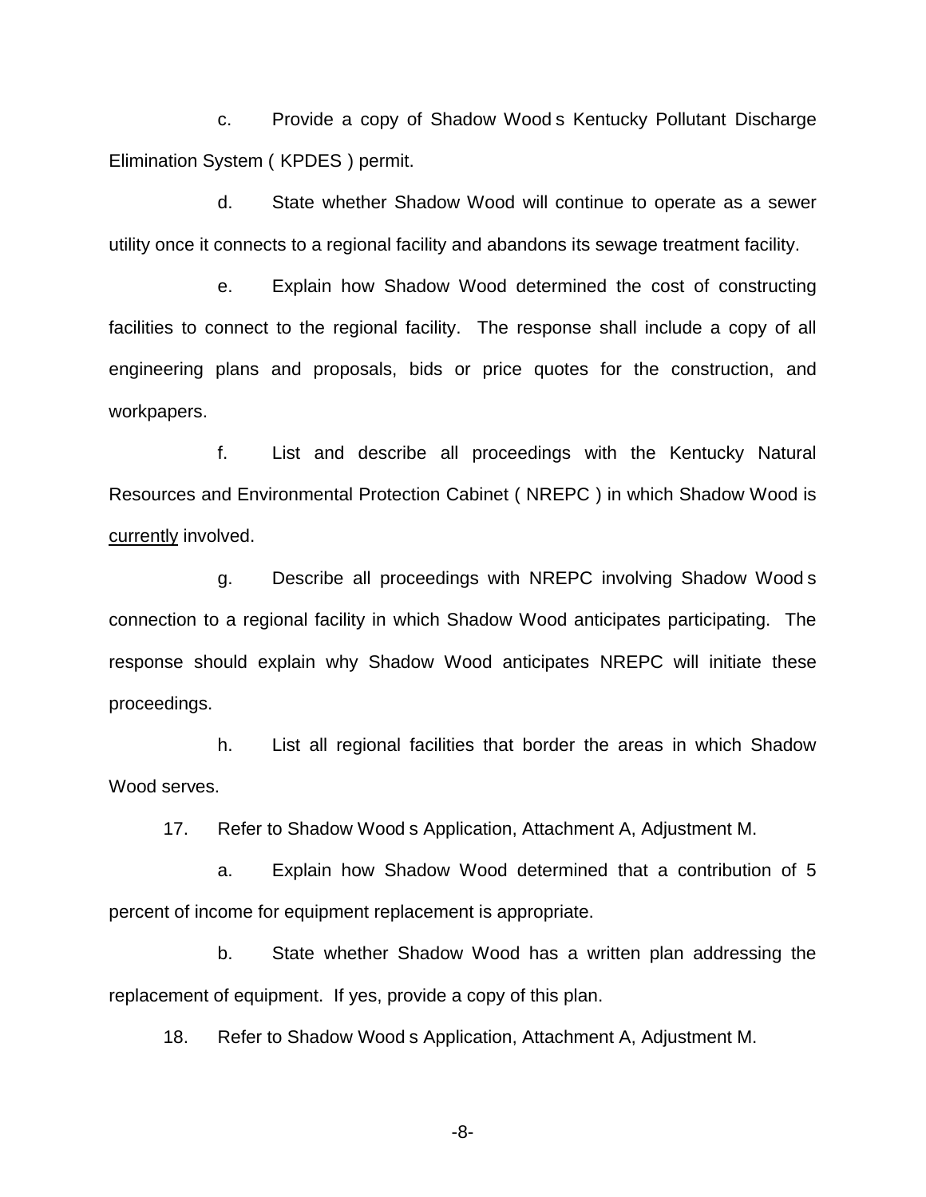c. Provide a copy of Shadow Wood s Kentucky Pollutant Discharge Elimination System ( KPDES ) permit.

d. State whether Shadow Wood will continue to operate as a sewer utility once it connects to a regional facility and abandons its sewage treatment facility.

e. Explain how Shadow Wood determined the cost of constructing facilities to connect to the regional facility. The response shall include a copy of all engineering plans and proposals, bids or price quotes for the construction, and workpapers.

f. List and describe all proceedings with the Kentucky Natural Resources and Environmental Protection Cabinet ( NREPC ) in which Shadow Wood is currently involved.

g. Describe all proceedings with NREPC involving Shadow Wood s connection to a regional facility in which Shadow Wood anticipates participating. The response should explain why Shadow Wood anticipates NREPC will initiate these proceedings.

h. List all regional facilities that border the areas in which Shadow Wood serves.

17. Refer to Shadow Wood s Application, Attachment A, Adjustment M.

a. Explain how Shadow Wood determined that a contribution of 5 percent of income for equipment replacement is appropriate.

b. State whether Shadow Wood has a written plan addressing the replacement of equipment. If yes, provide a copy of this plan.

18. Refer to Shadow Wood s Application, Attachment A, Adjustment M.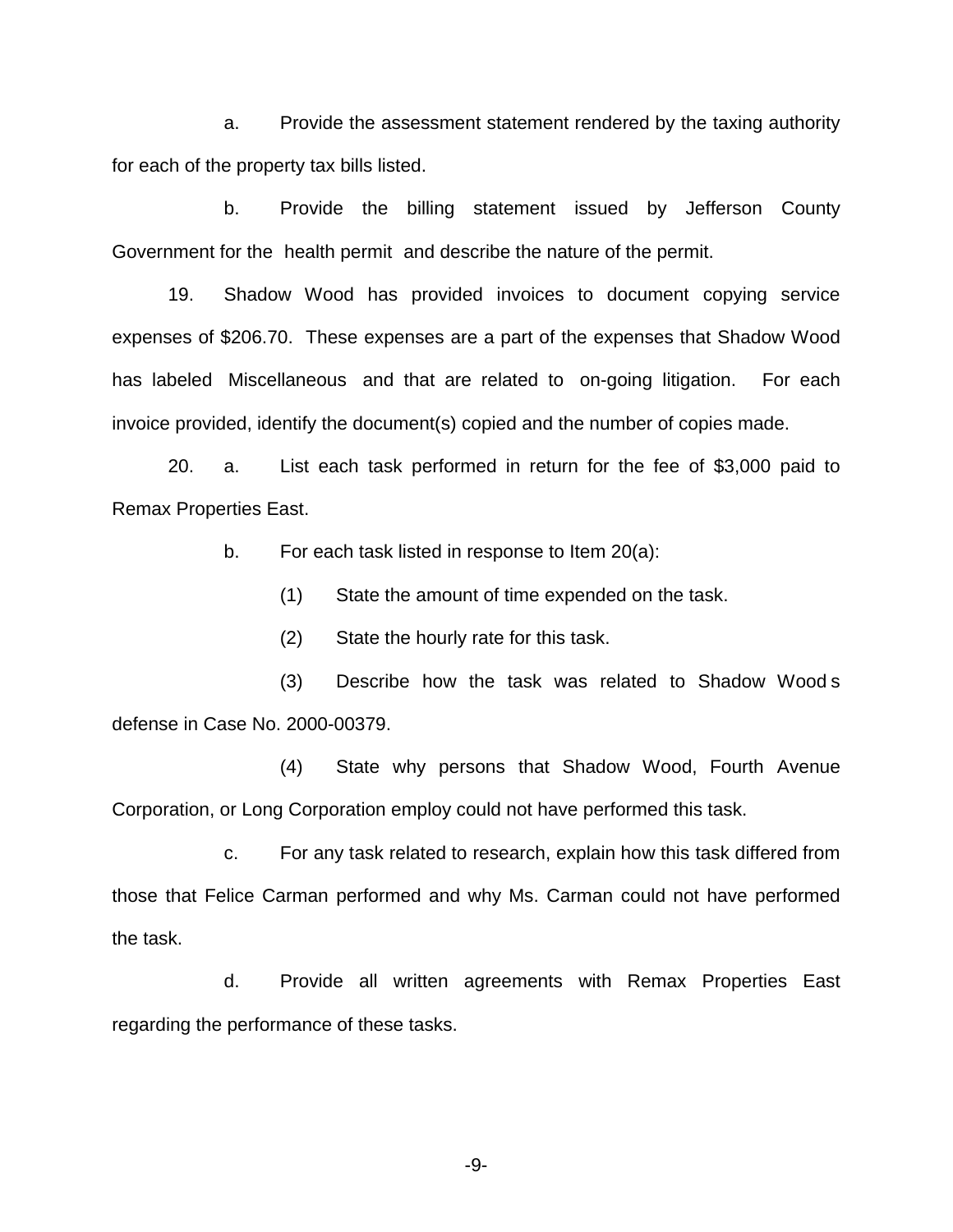a. Provide the assessment statement rendered by the taxing authority for each of the property tax bills listed.

b. Provide the billing statement issued by Jefferson County Government for the health permit and describe the nature of the permit.

19. Shadow Wood has provided invoices to document copying service expenses of $206.70. These expenses are a part of the expenses that Shadow Wood has labeled Miscellaneous and that are related to on-going litigation. For each invoice provided, identify the document(s) copied and the number of copies made.

20. a. List each task performed in return for the fee of $3,000 paid to Remax Properties East.

b. For each task listed in response to Item 20(a):

(1) State the amount of time expended on the task.

(2) State the hourly rate for this task.

(3) Describe how the task was related to Shadow Wood s defense in Case No. 2000-00379.

(4) State why persons that Shadow Wood, Fourth Avenue Corporation, or Long Corporation employ could not have performed this task.

c. For any task related to research, explain how this task differed from those that Felice Carman performed and why Ms. Carman could not have performed the task.

d. Provide all written agreements with Remax Properties East regarding the performance of these tasks.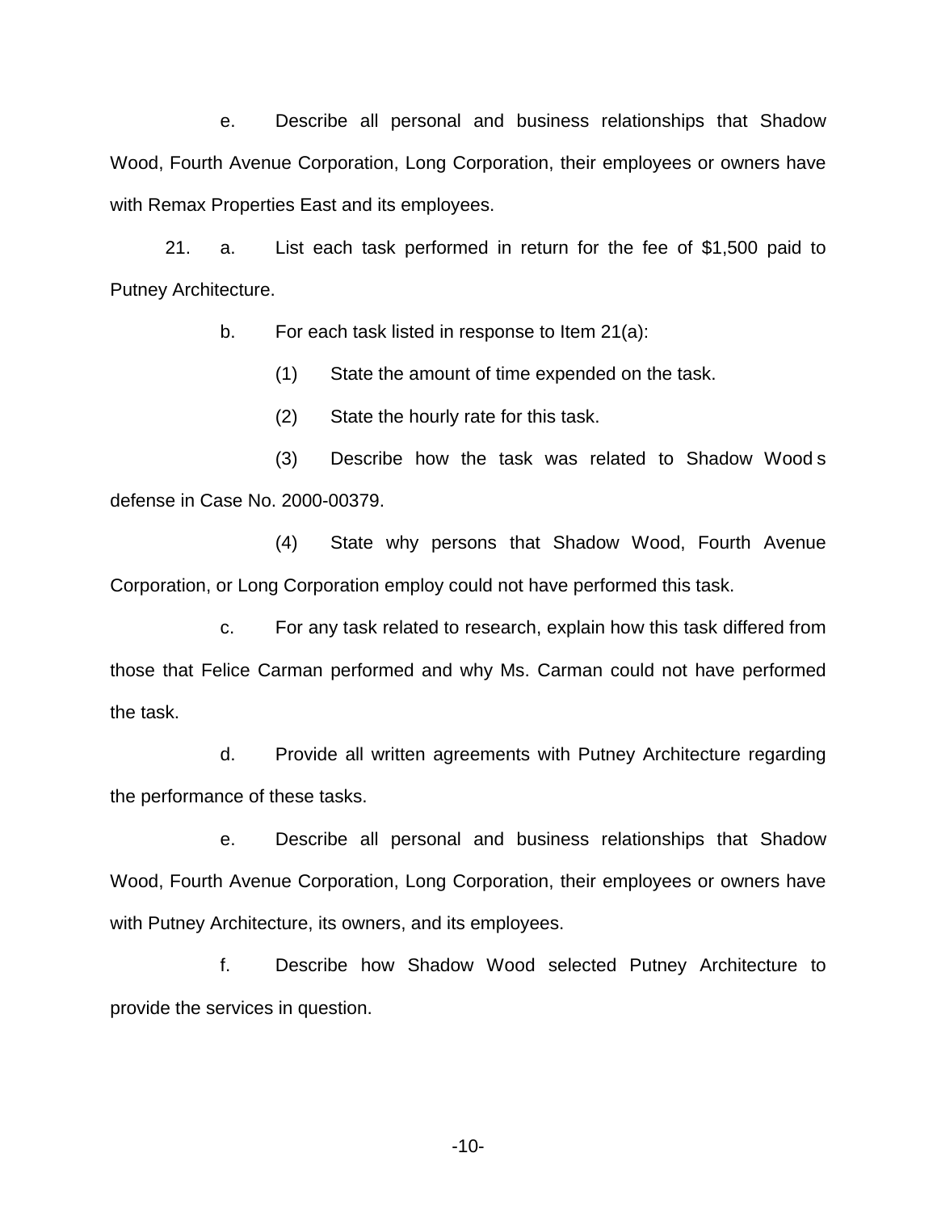e. Describe all personal and business relationships that Shadow Wood, Fourth Avenue Corporation, Long Corporation, their employees or owners have with Remax Properties East and its employees.

21. a. List each task performed in return for the fee of $1,500 paid to Putney Architecture.

b. For each task listed in response to Item 21(a):

(1) State the amount of time expended on the task.

(2) State the hourly rate for this task.

(3) Describe how the task was related to Shadow Wood s defense in Case No. 2000-00379.

(4) State why persons that Shadow Wood, Fourth Avenue Corporation, or Long Corporation employ could not have performed this task.

c. For any task related to research, explain how this task differed from those that Felice Carman performed and why Ms. Carman could not have performed the task.

d. Provide all written agreements with Putney Architecture regarding the performance of these tasks.

e. Describe all personal and business relationships that Shadow Wood, Fourth Avenue Corporation, Long Corporation, their employees or owners have with Putney Architecture, its owners, and its employees.

f. Describe how Shadow Wood selected Putney Architecture to provide the services in question.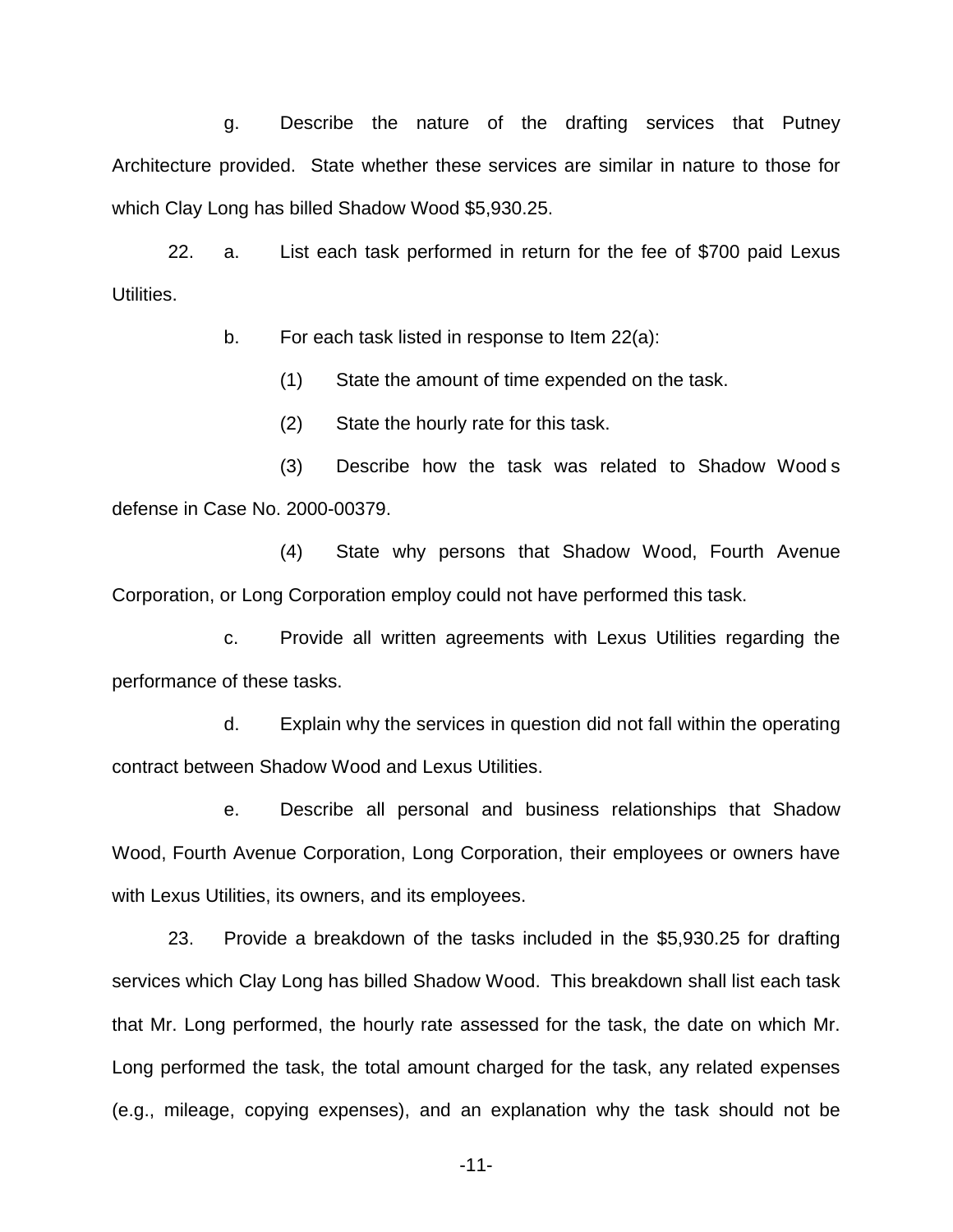g. Describe the nature of the drafting services that Putney Architecture provided. State whether these services are similar in nature to those for which Clay Long has billed Shadow Wood $5,930.25.

22. a. List each task performed in return for the fee of $700 paid Lexus Utilities.

b. For each task listed in response to Item 22(a):

(1) State the amount of time expended on the task.

(2) State the hourly rate for this task.

(3) Describe how the task was related to Shadow Wood s defense in Case No. 2000-00379.

(4) State why persons that Shadow Wood, Fourth Avenue Corporation, or Long Corporation employ could not have performed this task.

c. Provide all written agreements with Lexus Utilities regarding the performance of these tasks.

d. Explain why the services in question did not fall within the operating contract between Shadow Wood and Lexus Utilities.

e. Describe all personal and business relationships that Shadow Wood, Fourth Avenue Corporation, Long Corporation, their employees or owners have with Lexus Utilities, its owners, and its employees.

23. Provide a breakdown of the tasks included in the $5,930.25 for drafting services which Clay Long has billed Shadow Wood. This breakdown shall list each task that Mr. Long performed, the hourly rate assessed for the task, the date on which Mr. Long performed the task, the total amount charged for the task, any related expenses (e.g., mileage, copying expenses), and an explanation why the task should not be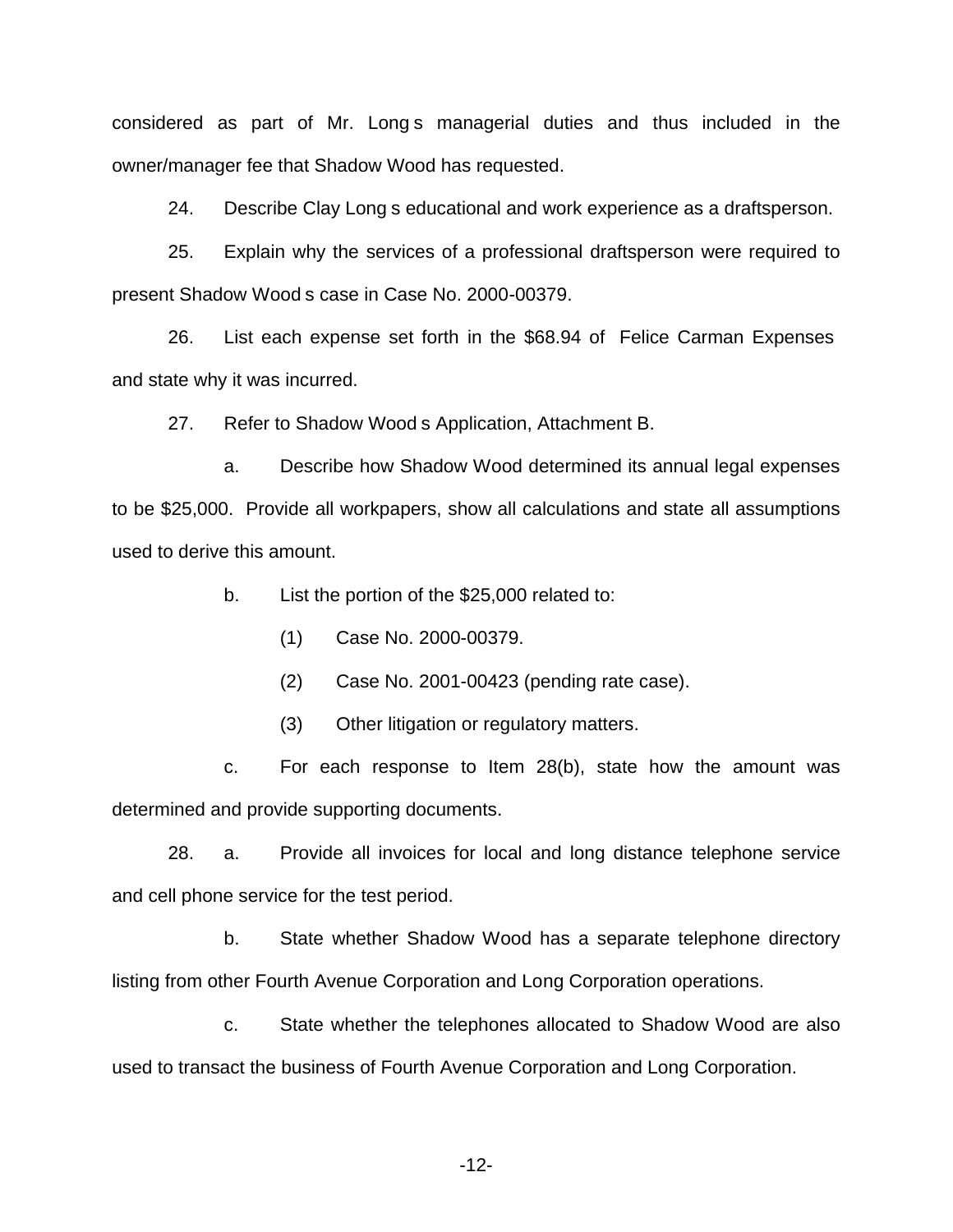considered as part of Mr. Long s managerial duties and thus included in the owner/manager fee that Shadow Wood has requested.

24. Describe Clay Long s educational and work experience as a draftsperson.

25. Explain why the services of a professional draftsperson were required to present Shadow Wood s case in Case No. 2000-00379.

26. List each expense set forth in the $68.94 of Felice Carman Expenses and state why it was incurred.

27. Refer to Shadow Wood s Application, Attachment B.

a. Describe how Shadow Wood determined its annual legal expenses to be $25,000. Provide all workpapers, show all calculations and state all assumptions used to derive this amount.

b. List the portion of the $25,000 related to:

(1) Case No. 2000-00379.

(2) Case No. 2001-00423 (pending rate case).

(3) Other litigation or regulatory matters.

c. For each response to Item 28(b), state how the amount was determined and provide supporting documents.

28. a. Provide all invoices for local and long distance telephone service and cell phone service for the test period.

b. State whether Shadow Wood has a separate telephone directory listing from other Fourth Avenue Corporation and Long Corporation operations.

c. State whether the telephones allocated to Shadow Wood are also used to transact the business of Fourth Avenue Corporation and Long Corporation.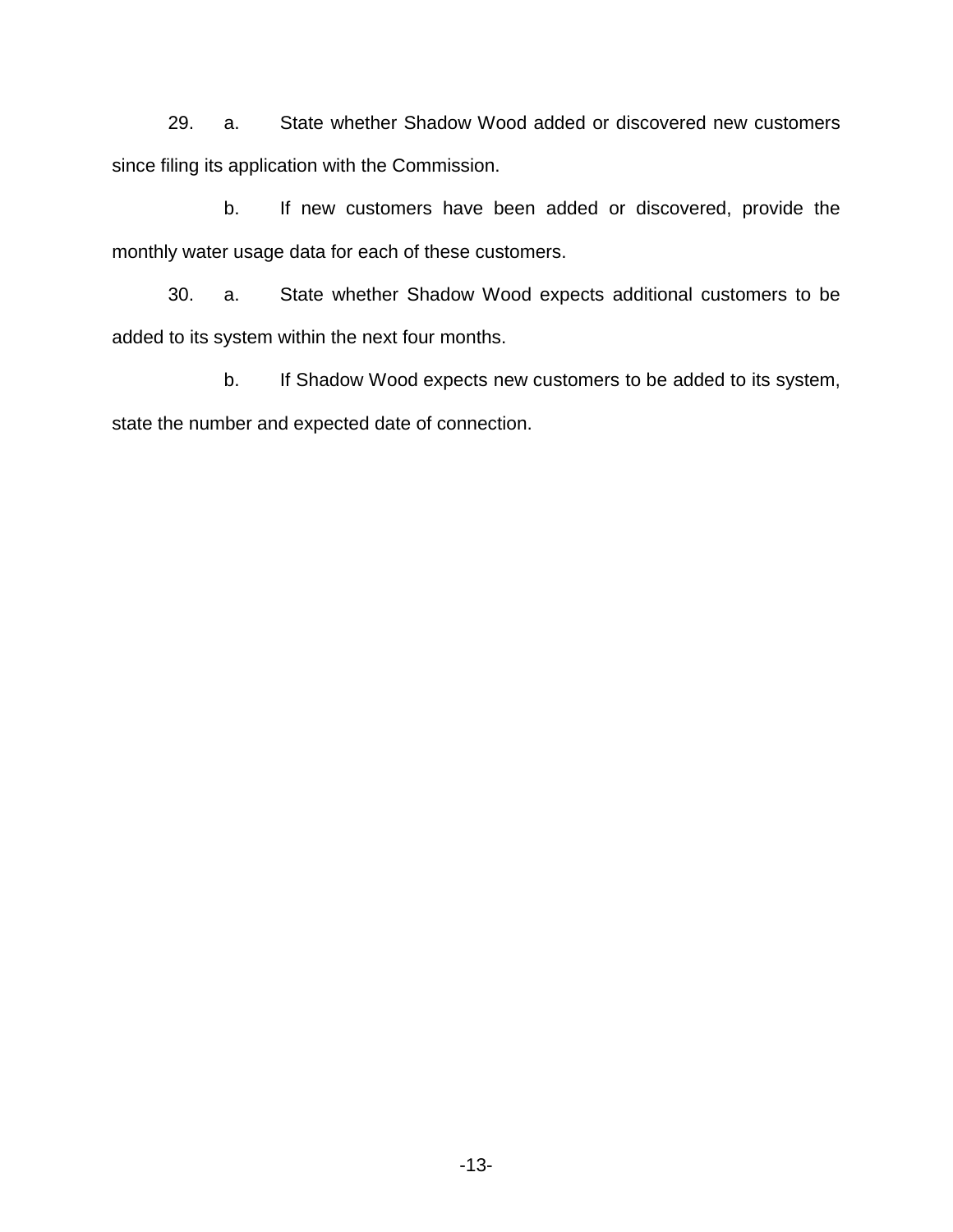29. a. State whether Shadow Wood added or discovered new customers since filing its application with the Commission.

b. If new customers have been added or discovered, provide the monthly water usage data for each of these customers.

30. a. State whether Shadow Wood expects additional customers to be added to its system within the next four months.

b. If Shadow Wood expects new customers to be added to its system, state the number and expected date of connection.